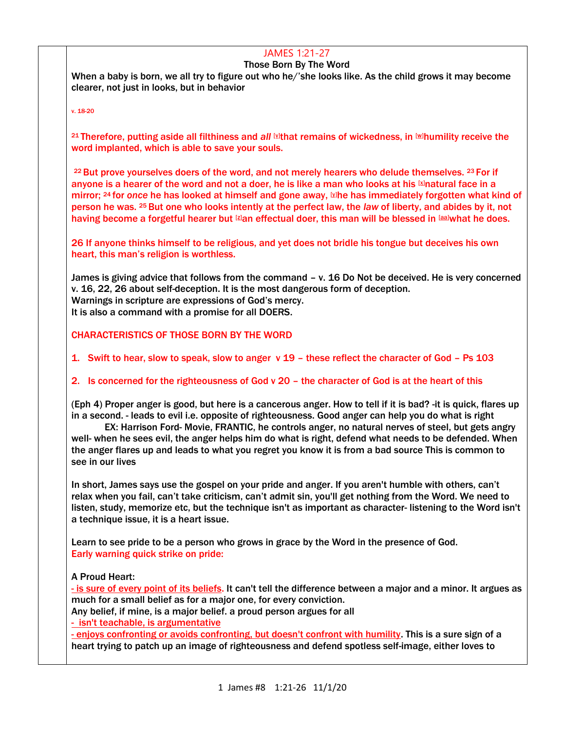# JAMES 1:21-27

## Those Born By The Word

When a baby is born, we all try to figure out who he/'she looks like. As the child grows it may become clearer, not just in looks, but in behavior

v. 18-20

[21] Therefore, putting aside all filthiness and *all* [v]that remains of wickedness, in [w]humility receive the word implanted, which is able to save your souls.

[22] But prove yourselves doers of the word, and not merely hearers who delude themselves. [23] For if anyone is a hearer of the word and not a doer, he is like a man who looks at his [x]natural face in a mirror; [24] for *once* he has looked at himself and gone away, [y]he has immediately forgotten what kind of person he was. [25] But one who looks intently at the perfect law, the *law* of liberty, and abides by it, not having become a forgetful hearer but [z]an effectual doer, this man will be blessed in [aa]what he does.

26 If anyone thinks himself to be religious, and yet does not bridle his tongue but deceives his own heart, this man's religion is worthless.

James is giving advice that follows from the command – v. 16 Do Not be deceived. He is very concerned v. 16, 22, 26 about self-deception. It is the most dangerous form of deception.
Warnings in scripture are expressions of God's mercy.
It is also a command with a promise for all DOERS.

CHARACTERISTICS OF THOSE BORN BY THE WORD

1. Swift to hear, slow to speak, slow to anger v 19 – these reflect the character of God – Ps 103

2. Is concerned for the righteousness of God v 20 – the character of God is at the heart of this

(Eph 4) Proper anger is good, but here is a cancerous anger. How to tell if it is bad? -it is quick, flares up in a second. - leads to evil i.e. opposite of righteousness. Good anger can help you do what is right
EX: Harrison Ford- Movie, FRANTIC, he controls anger, no natural nerves of steel, but gets angry well- when he sees evil, the anger helps him do what is right, defend what needs to be defended. When the anger flares up and leads to what you regret you know it is from a bad source This is common to see in our lives

In short, James says use the gospel on your pride and anger. If you aren't humble with others, can't relax when you fail, can't take criticism, can't admit sin, you'll get nothing from the Word. We need to listen, study, memorize etc, but the technique isn't as important as character- listening to the Word isn't a technique issue, it is a heart issue.

Learn to see pride to be a person who grows in grace by the Word in the presence of God.
Early warning quick strike on pride:

A Proud Heart:
- is sure of every point of its beliefs. It can't tell the difference between a major and a minor. It argues as much for a small belief as for a major one, for every conviction.
Any belief, if mine, is a major belief. a proud person argues for all
- isn't teachable, is argumentative
- enjoys confronting or avoids confronting, but doesn't confront with humility. This is a sure sign of a heart trying to patch up an image of righteousness and defend spotless self-image, either loves to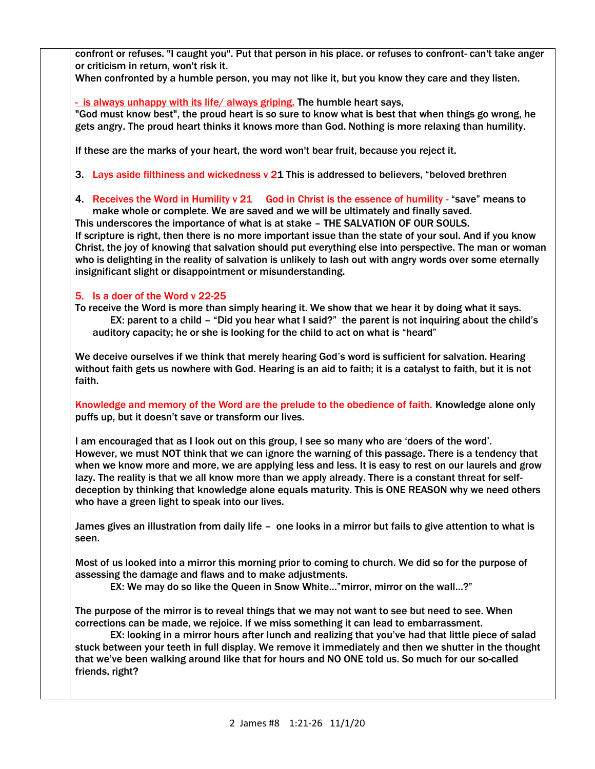confront or refuses. "I caught you". Put that person in his place. or refuses to confront- can't take anger or criticism in return, won't risk it.
When confronted by a humble person, you may not like it, but you know they care and they listen.

- is always unhappy with its life/ always griping. The humble heart says,
"God must know best", the proud heart is so sure to know what is best that when things go wrong, he gets angry. The proud heart thinks it knows more than God. Nothing is more relaxing than humility.

If these are the marks of your heart, the word won't bear fruit, because you reject it.

3. Lays aside filthiness and wickedness v 21 This is addressed to believers, "beloved brethren

4. Receives the Word in Humility v 21 God in Christ is the essence of humility - "save" means to make whole or complete. We are saved and we will be ultimately and finally saved.

This underscores the importance of what is at stake – THE SALVATION OF OUR SOULS.
If scripture is right, then there is no more important issue than the state of your soul. And if you know Christ, the joy of knowing that salvation should put everything else into perspective. The man or woman who is delighting in the reality of salvation is unlikely to lash out with angry words over some eternally insignificant slight or disappointment or misunderstanding.

5. Is a doer of the Word v 22-25

To receive the Word is more than simply hearing it. We show that we hear it by doing what it says.
EX: parent to a child – "Did you hear what I said?" the parent is not inquiring about the child's auditory capacity; he or she is looking for the child to act on what is "heard"

We deceive ourselves if we think that merely hearing God's word is sufficient for salvation. Hearing without faith gets us nowhere with God. Hearing is an aid to faith; it is a catalyst to faith, but it is not faith.

Knowledge and memory of the Word are the prelude to the obedience of faith. Knowledge alone only puffs up, but it doesn't save or transform our lives.

I am encouraged that as I look out on this group, I see so many who are 'doers of the word'. However, we must NOT think that we can ignore the warning of this passage. There is a tendency that when we know more and more, we are applying less and less. It is easy to rest on our laurels and grow lazy. The reality is that we all know more than we apply already. There is a constant threat for self-deception by thinking that knowledge alone equals maturity. This is ONE REASON why we need others who have a green light to speak into our lives.

James gives an illustration from daily life – one looks in a mirror but fails to give attention to what is seen.

Most of us looked into a mirror this morning prior to coming to church. We did so for the purpose of assessing the damage and flaws and to make adjustments.
EX: We may do so like the Queen in Snow White…"mirror, mirror on the wall…?"

The purpose of the mirror is to reveal things that we may not want to see but need to see. When corrections can be made, we rejoice. If we miss something it can lead to embarrassment.
EX: looking in a mirror hours after lunch and realizing that you've had that little piece of salad stuck between your teeth in full display. We remove it immediately and then we shutter in the thought that we've been walking around like that for hours and NO ONE told us. So much for our so-called friends, right?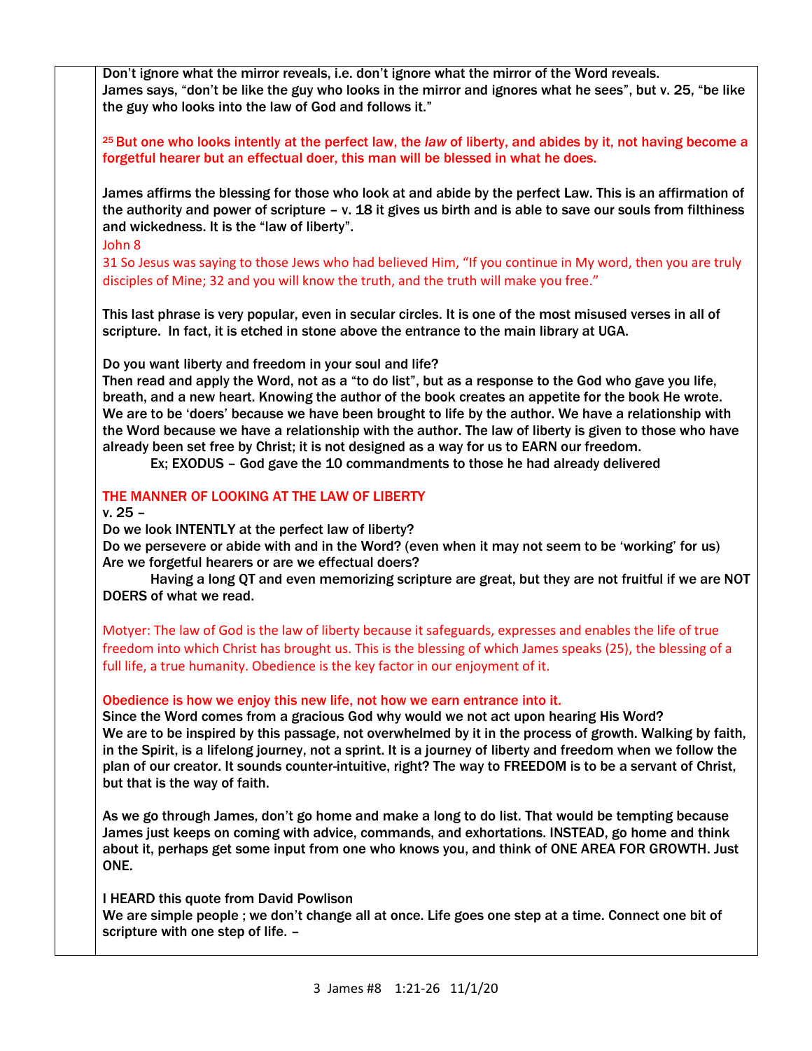Don't ignore what the mirror reveals, i.e. don't ignore what the mirror of the Word reveals.
James says, "don't be like the guy who looks in the mirror and ignores what he sees", but v. 25, "be like the guy who looks into the law of God and follows it."

25 But one who looks intently at the perfect law, the *law* of liberty, and abides by it, not having become a forgetful hearer but an effectual doer, this man will be blessed in what he does.

James affirms the blessing for those who look at and abide by the perfect Law. This is an affirmation of the authority and power of scripture – v. 18 it gives us birth and is able to save our souls from filthiness and wickedness. It is the "law of liberty".

John 8
31 So Jesus was saying to those Jews who had believed Him, "If you continue in My word, then you are truly disciples of Mine; 32 and you will know the truth, and the truth will make you free."

This last phrase is very popular, even in secular circles. It is one of the most misused verses in all of scripture. In fact, it is etched in stone above the entrance to the main library at UGA.

Do you want liberty and freedom in your soul and life?
Then read and apply the Word, not as a "to do list", but as a response to the God who gave you life, breath, and a new heart. Knowing the author of the book creates an appetite for the book He wrote. We are to be 'doers' because we have been brought to life by the author. We have a relationship with the Word because we have a relationship with the author. The law of liberty is given to those who have already been set free by Christ; it is not designed as a way for us to EARN our freedom.
Ex; EXODUS – God gave the 10 commandments to those he had already delivered

THE MANNER OF LOOKING AT THE LAW OF LIBERTY
v. 25 –
Do we look INTENTLY at the perfect law of liberty?
Do we persevere or abide with and in the Word? (even when it may not seem to be 'working' for us)
Are we forgetful hearers or are we effectual doers?
Having a long QT and even memorizing scripture are great, but they are not fruitful if we are NOT DOERS of what we read.

Motyer: The law of God is the law of liberty because it safeguards, expresses and enables the life of true freedom into which Christ has brought us. This is the blessing of which James speaks (25), the blessing of a full life, a true humanity. Obedience is the key factor in our enjoyment of it.

Obedience is how we enjoy this new life, not how we earn entrance into it.
Since the Word comes from a gracious God why would we not act upon hearing His Word?
We are to be inspired by this passage, not overwhelmed by it in the process of growth. Walking by faith, in the Spirit, is a lifelong journey, not a sprint. It is a journey of liberty and freedom when we follow the plan of our creator. It sounds counter-intuitive, right? The way to FREEDOM is to be a servant of Christ, but that is the way of faith.

As we go through James, don't go home and make a long to do list. That would be tempting because James just keeps on coming with advice, commands, and exhortations. INSTEAD, go home and think about it, perhaps get some input from one who knows you, and think of ONE AREA FOR GROWTH. Just ONE.

I HEARD this quote from David Powlison
We are simple people ; we don't change all at once. Life goes one step at a time. Connect one bit of scripture with one step of life. –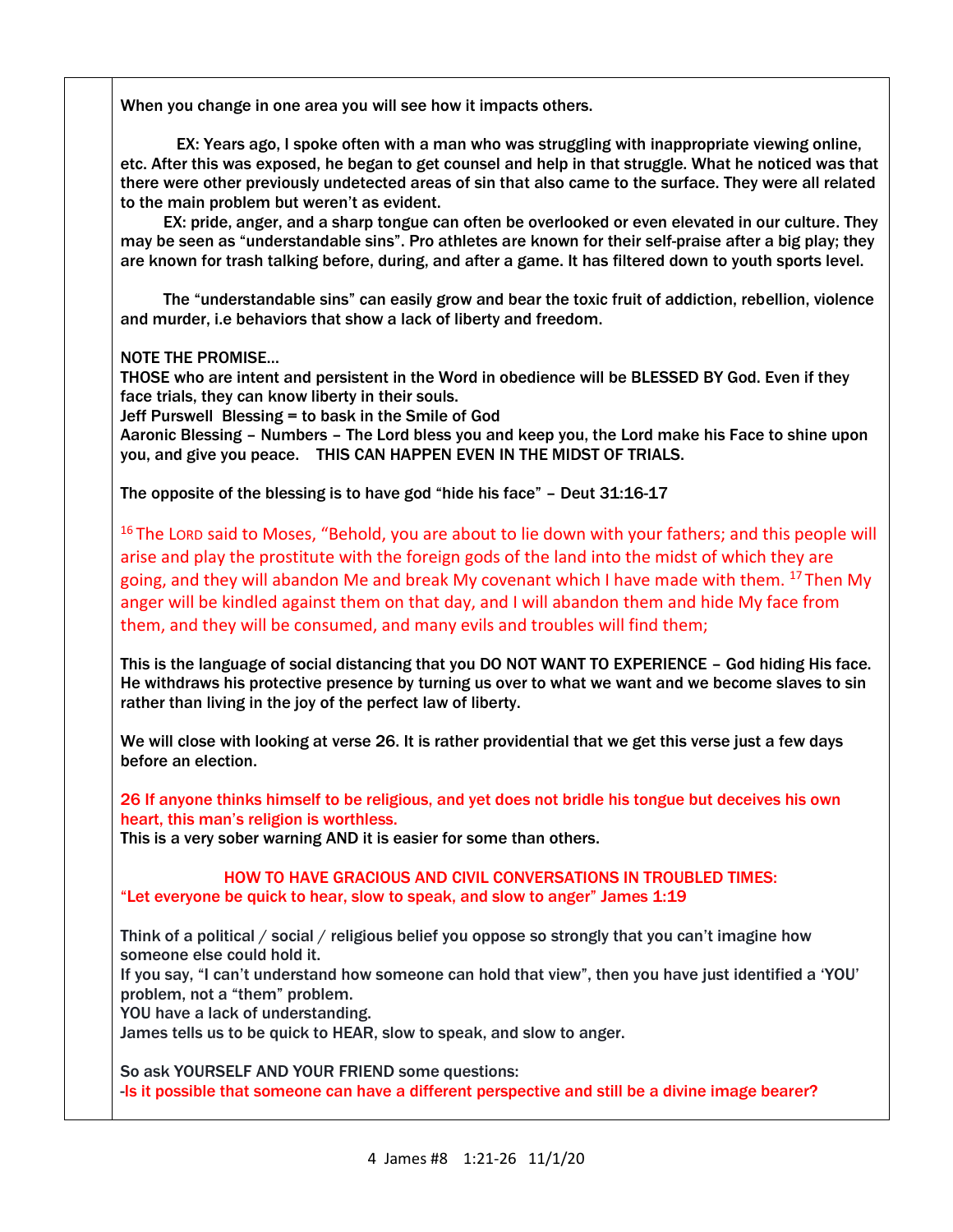When you change in one area you will see how it impacts others.

EX: Years ago, I spoke often with a man who was struggling with inappropriate viewing online, etc. After this was exposed, he began to get counsel and help in that struggle. What he noticed was that there were other previously undetected areas of sin that also came to the surface. They were all related to the main problem but weren't as evident.

EX: pride, anger, and a sharp tongue can often be overlooked or even elevated in our culture. They may be seen as "understandable sins". Pro athletes are known for their self-praise after a big play; they are known for trash talking before, during, and after a game. It has filtered down to youth sports level.

The "understandable sins" can easily grow and bear the toxic fruit of addiction, rebellion, violence and murder, i.e behaviors that show a lack of liberty and freedom.

NOTE THE PROMISE…
THOSE who are intent and persistent in the Word in obedience will be BLESSED BY God. Even if they face trials, they can know liberty in their souls.
Jeff Purswell Blessing = to bask in the Smile of God
Aaronic Blessing – Numbers – The Lord bless you and keep you, the Lord make his Face to shine upon you, and give you peace. THIS CAN HAPPEN EVEN IN THE MIDST OF TRIALS.

The opposite of the blessing is to have god "hide his face" – Deut 31:16-17

16 The LORD said to Moses, "Behold, you are about to lie down with your fathers; and this people will arise and play the prostitute with the foreign gods of the land into the midst of which they are going, and they will abandon Me and break My covenant which I have made with them. 17 Then My anger will be kindled against them on that day, and I will abandon them and hide My face from them, and they will be consumed, and many evils and troubles will find them;

This is the language of social distancing that you DO NOT WANT TO EXPERIENCE – God hiding His face. He withdraws his protective presence by turning us over to what we want and we become slaves to sin rather than living in the joy of the perfect law of liberty.

We will close with looking at verse 26. It is rather providential that we get this verse just a few days before an election.

**26 If anyone thinks himself to be religious, and yet does not bridle his tongue but deceives his own heart, this man's religion is worthless.**
This is a very sober warning AND it is easier for some than others.

**HOW TO HAVE GRACIOUS AND CIVIL CONVERSATIONS IN TROUBLED TIMES:**
**"Let everyone be quick to hear, slow to speak, and slow to anger" James 1:19**

Think of a political / social / religious belief you oppose so strongly that you can't imagine how someone else could hold it.
If you say, "I can't understand how someone can hold that view", then you have just identified a 'YOU' problem, not a "them" problem.
YOU have a lack of understanding.
James tells us to be quick to HEAR, slow to speak, and slow to anger.

So ask YOURSELF AND YOUR FRIEND some questions:
-**Is it possible that someone can have a different perspective and still be a divine image bearer?**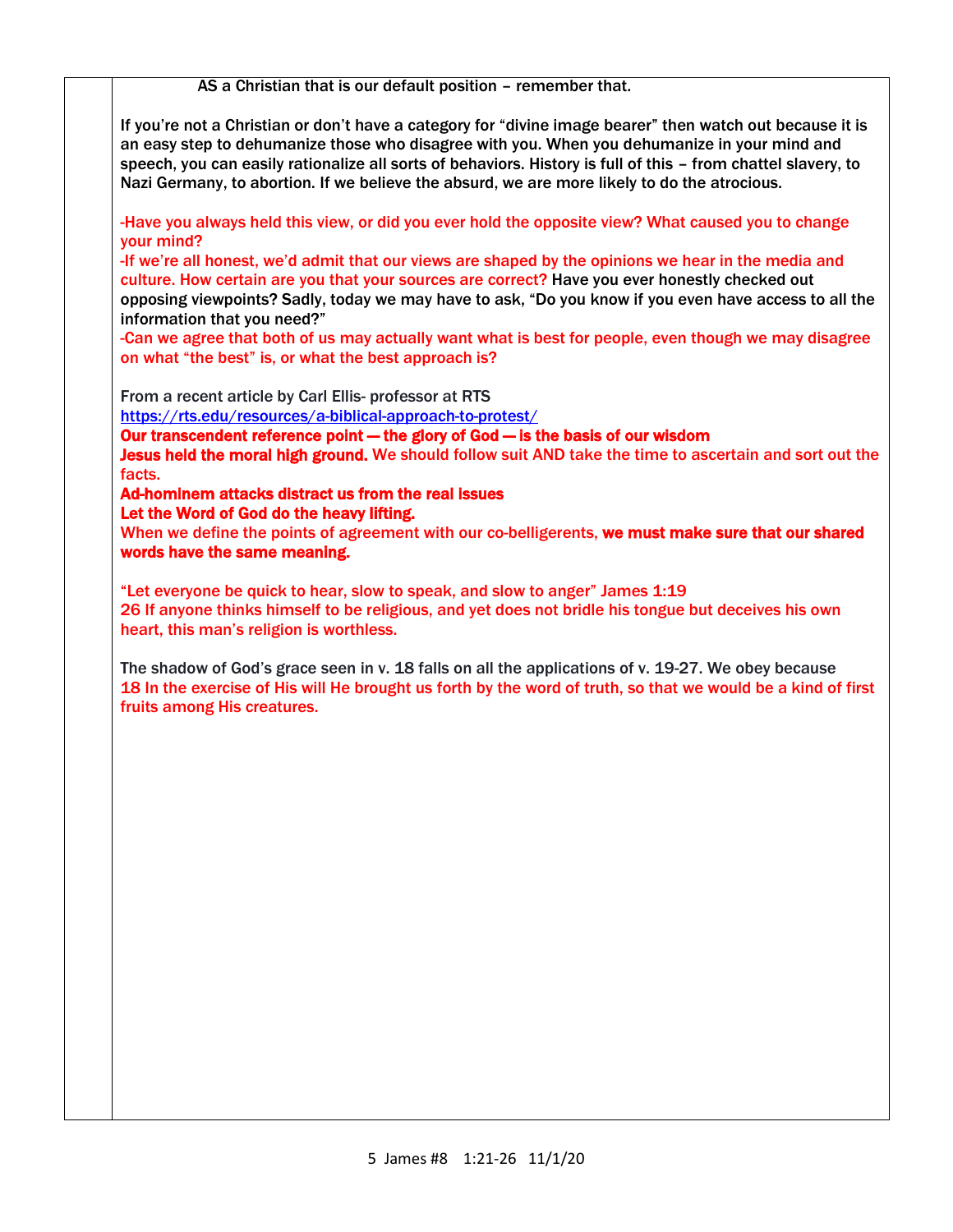AS a Christian that is our default position – remember that.

If you're not a Christian or don't have a category for "divine image bearer" then watch out because it is an easy step to dehumanize those who disagree with you. When you dehumanize in your mind and speech, you can easily rationalize all sorts of behaviors. History is full of this – from chattel slavery, to Nazi Germany, to abortion. If we believe the absurd, we are more likely to do the atrocious.

-Have you always held this view, or did you ever hold the opposite view? What caused you to change your mind?
-If we're all honest, we'd admit that our views are shaped by the opinions we hear in the media and culture. How certain are you that your sources are correct? Have you ever honestly checked out opposing viewpoints? Sadly, today we may have to ask, "Do you know if you even have access to all the information that you need?"
-Can we agree that both of us may actually want what is best for people, even though we may disagree on what "the best" is, or what the best approach is?

From a recent article by Carl Ellis- professor at RTS
https://rts.edu/resources/a-biblical-approach-to-protest/
**Our transcendent reference point — the glory of God — is the basis of our wisdom**
**Jesus held the moral high ground.** We should follow suit AND take the time to ascertain and sort out the facts.
**Ad-hominem attacks distract us from the real issues**
**Let the Word of God do the heavy lifting.**
When we define the points of agreement with our co-belligerents, **we must make sure that our shared words have the same meaning.**

"Let everyone be quick to hear, slow to speak, and slow to anger" James 1:19
26 If anyone thinks himself to be religious, and yet does not bridle his tongue but deceives his own heart, this man's religion is worthless.

The shadow of God's grace seen in v. 18 falls on all the applications of v. 19-27. We obey because
18 In the exercise of His will He brought us forth by the word of truth, so that we would be a kind of first fruits among His creatures.